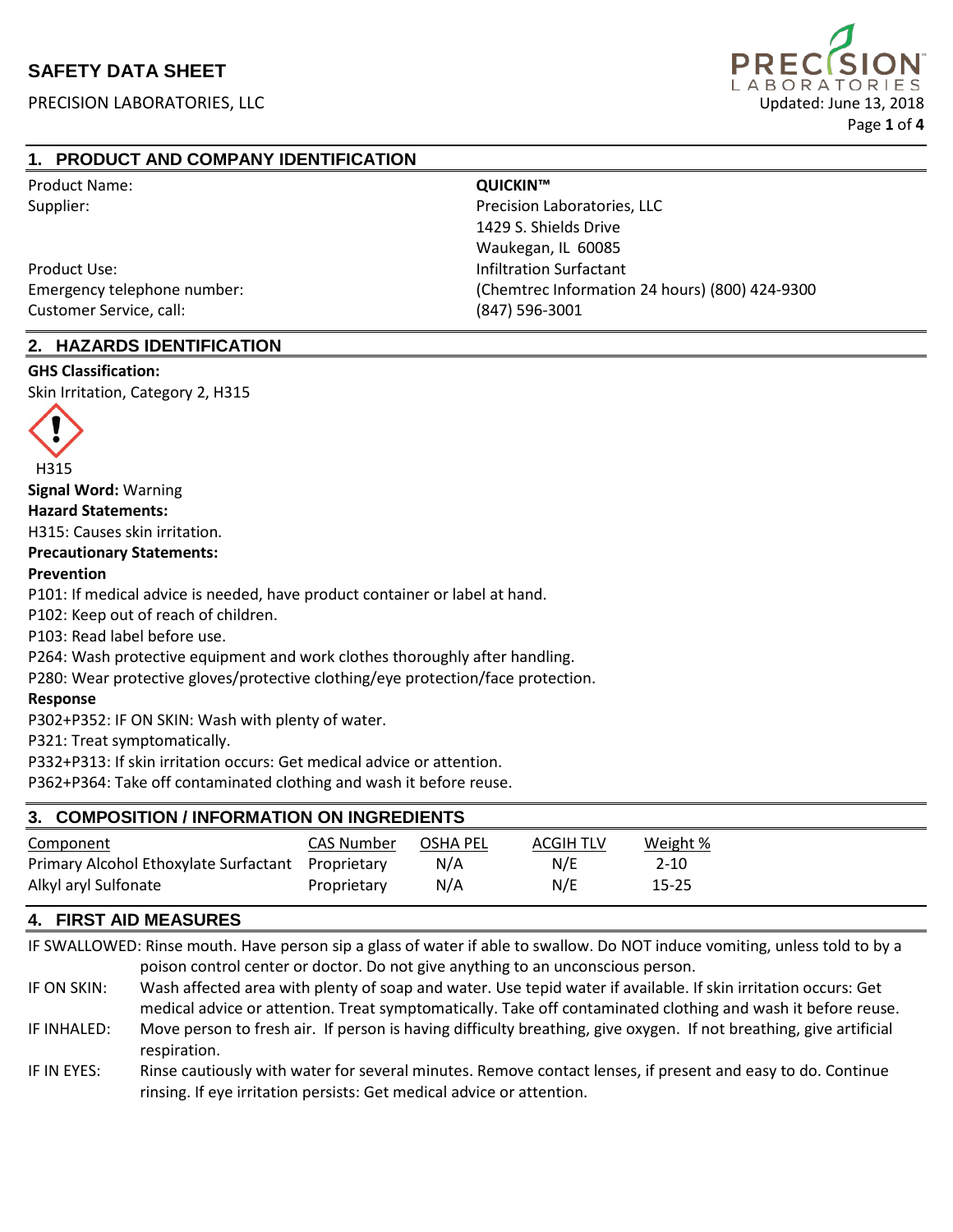# SAFETY DATA SHEET

PRECISION LABORATORIES, LLC

Updated: June 13, 2018

## 1. PRODUCT AND COMPANY IDENTIFICATION

| | |
|---|---|
| Product Name: | **QUICKIN™** |
| Supplier: | Precision Laboratories, LLC<br>1429 S. Shields Drive<br>Waukegan, IL 60085 |
| Product Use: | Infiltration Surfactant |
| Emergency telephone number: | (Chemtrec Information 24 hours) (800) 424-9300 |
| Customer Service, call: | (847) 596-3001 |

## 2. HAZARDS IDENTIFICATION

**GHS Classification:**

Skin Irritation, Category 2, H315

H315

**Signal Word:** Warning

**Hazard Statements:**

H315: Causes skin irritation.

**Precautionary Statements:**

**Prevention**

P101: If medical advice is needed, have product container or label at hand.
P102: Keep out of reach of children.
P103: Read label before use.
P264: Wash protective equipment and work clothes thoroughly after handling.
P280: Wear protective gloves/protective clothing/eye protection/face protection.

**Response**

P302+P352: IF ON SKIN: Wash with plenty of water.
P321: Treat symptomatically.
P332+P313: If skin irritation occurs: Get medical advice or attention.
P362+P364: Take off contaminated clothing and wash it before reuse.

## 3. COMPOSITION / INFORMATION ON INGREDIENTS

| Component | CAS Number | OSHA PEL | ACGIH TLV | Weight % |
|---|---|---|---|---|
| Primary Alcohol Ethoxylate Surfactant | Proprietary | N/A | N/E | 2-10 |
| Alkyl aryl Sulfonate | Proprietary | N/A | N/E | 15-25 |

## 4. FIRST AID MEASURES

IF SWALLOWED: Rinse mouth. Have person sip a glass of water if able to swallow. Do NOT induce vomiting, unless told to by a poison control center or doctor. Do not give anything to an unconscious person.

IF ON SKIN: Wash affected area with plenty of soap and water. Use tepid water if available. If skin irritation occurs: Get medical advice or attention. Treat symptomatically. Take off contaminated clothing and wash it before reuse.

IF INHALED: Move person to fresh air. If person is having difficulty breathing, give oxygen. If not breathing, give artificial respiration.

IF IN EYES: Rinse cautiously with water for several minutes. Remove contact lenses, if present and easy to do. Continue rinsing. If eye irritation persists: Get medical advice or attention.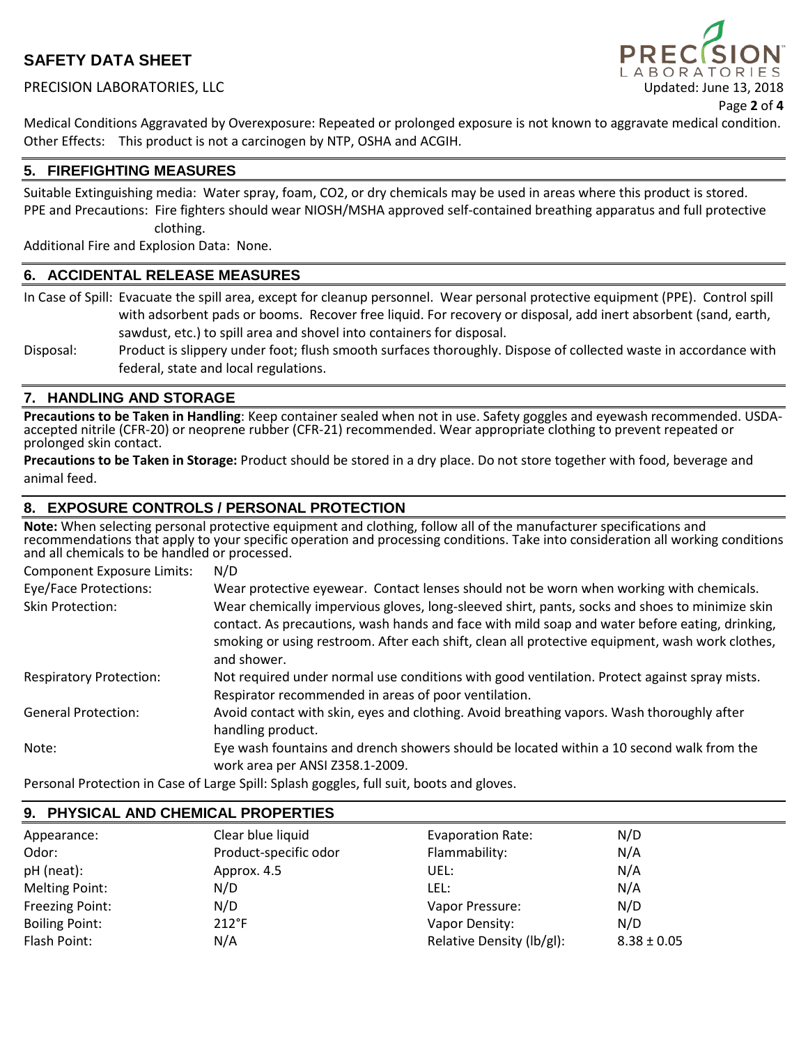Medical Conditions Aggravated by Overexposure: Repeated or prolonged exposure is not known to aggravate medical condition.
Other Effects: This product is not a carcinogen by NTP, OSHA and ACGIH.

## 5. FIREFIGHTING MEASURES

Suitable Extinguishing media: Water spray, foam, $CO_2$, or dry chemicals may be used in areas where this product is stored.
PPE and Precautions: Fire fighters should wear NIOSH/MSHA approved self-contained breathing apparatus and full protective clothing.
Additional Fire and Explosion Data: None.

## 6. ACCIDENTAL RELEASE MEASURES

In Case of Spill: Evacuate the spill area, except for cleanup personnel. Wear personal protective equipment (PPE). Control spill with adsorbent pads or booms. Recover free liquid. For recovery or disposal, add inert absorbent (sand, earth, sawdust, etc.) to spill area and shovel into containers for disposal.

Disposal: Product is slippery under foot; flush smooth surfaces thoroughly. Dispose of collected waste in accordance with federal, state and local regulations.

## 7. HANDLING AND STORAGE

**Precautions to be Taken in Handling**: Keep container sealed when not in use. Safety goggles and eyewash recommended. USDA-accepted nitrile (CFR-20) or neoprene rubber (CFR-21) recommended. Wear appropriate clothing to prevent repeated or prolonged skin contact.

**Precautions to be Taken in Storage:** Product should be stored in a dry place. Do not store together with food, beverage and animal feed.

## 8. EXPOSURE CONTROLS / PERSONAL PROTECTION

**Note:** When selecting personal protective equipment and clothing, follow all of the manufacturer specifications and recommendations that apply to your specific operation and processing conditions. Take into consideration all working conditions and all chemicals to be handled or processed.

Component Exposure Limits: N/D

Eye/Face Protections: Wear protective eyewear. Contact lenses should not be worn when working with chemicals.

Skin Protection: Wear chemically impervious gloves, long-sleeved shirt, pants, socks and shoes to minimize skin contact. As precautions, wash hands and face with mild soap and water before eating, drinking, smoking or using restroom. After each shift, clean all protective equipment, wash work clothes, and shower.

Respiratory Protection: Not required under normal use conditions with good ventilation. Protect against spray mists. Respirator recommended in areas of poor ventilation.

General Protection: Avoid contact with skin, eyes and clothing. Avoid breathing vapors. Wash thoroughly after handling product.

Note: Eye wash fountains and drench showers should be located within a 10 second walk from the work area per ANSI Z358.1-2009.

Personal Protection in Case of Large Spill: Splash goggles, full suit, boots and gloves.

## 9. PHYSICAL AND CHEMICAL PROPERTIES

| | | | |
|---|---|---|---|
| Appearance: | Clear blue liquid | Evaporation Rate: | N/D |
| Odor: | Product-specific odor | Flammability: | N/A |
| pH (neat): | Approx. 4.5 | UEL: | N/A |
| Melting Point: | N/D | LEL: | N/A |
| Freezing Point: | N/D | Vapor Pressure: | N/D |
| Boiling Point: | 212°F | Vapor Density: | N/D |
| Flash Point: | N/A | Relative Density (lb/gl): | 8.38 ± 0.05 |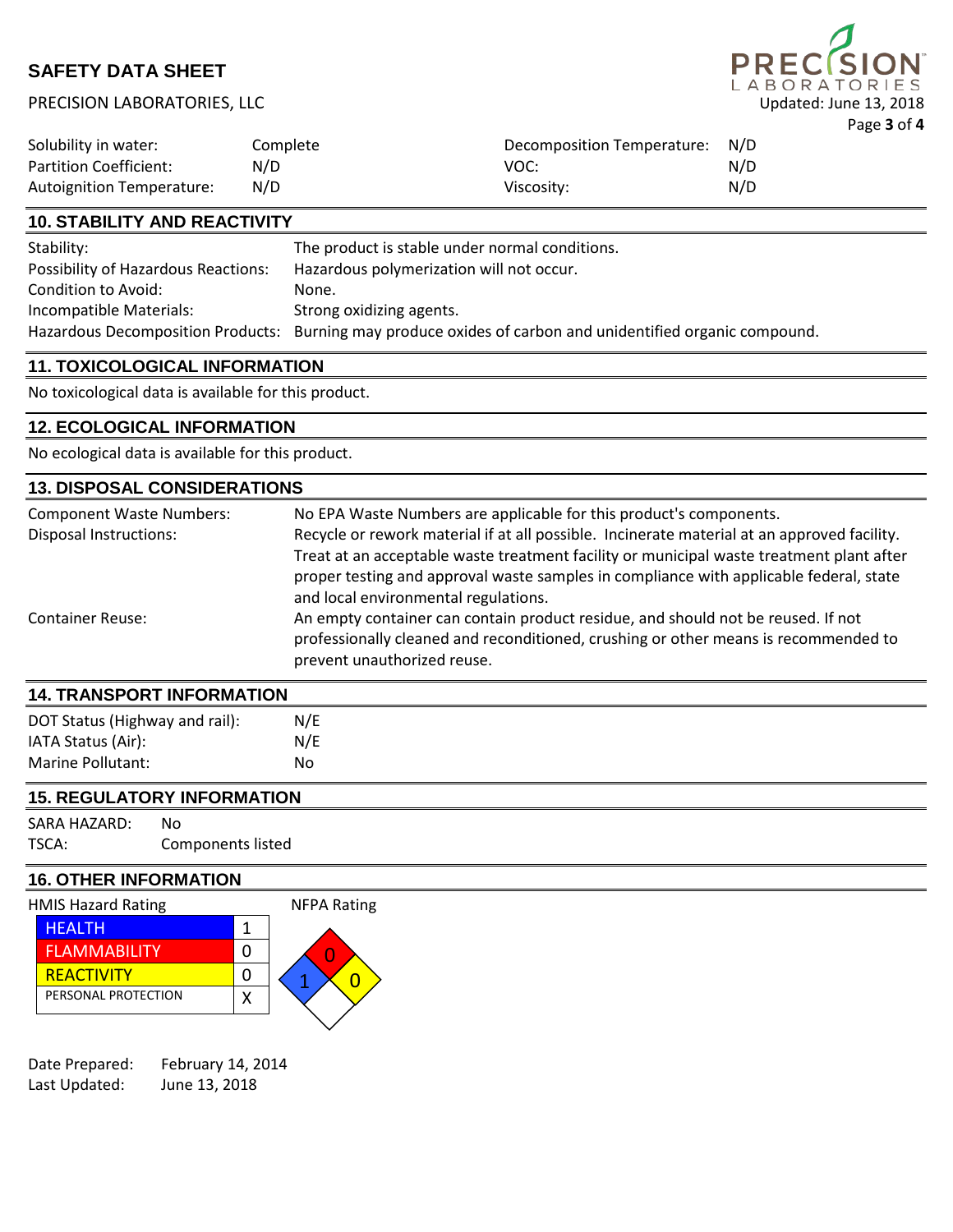| | | | |
|---|---|---|---|
| Solubility in water: | Complete | Decomposition Temperature: | N/D |
| Partition Coefficient: | N/D | VOC: | N/D |
| Autoignition Temperature: | N/D | Viscosity: | N/D |

## 10. STABILITY AND REACTIVITY

| | |
|---|---|
| Stability: | The product is stable under normal conditions. |
| Possibility of Hazardous Reactions: | Hazardous polymerization will not occur. |
| Condition to Avoid: | None. |
| Incompatible Materials: | Strong oxidizing agents. |
| Hazardous Decomposition Products: | Burning may produce oxides of carbon and unidentified organic compound. |

## 11. TOXICOLOGICAL INFORMATION

No toxicological data is available for this product.

## 12. ECOLOGICAL INFORMATION

No ecological data is available for this product.

## 13. DISPOSAL CONSIDERATIONS

| | |
|---|---|
| Component Waste Numbers: | No EPA Waste Numbers are applicable for this product's components. |
| Disposal Instructions: | Recycle or rework material if at all possible. Incinerate material at an approved facility. Treat at an acceptable waste treatment facility or municipal waste treatment plant after proper testing and approval waste samples in compliance with applicable federal, state and local environmental regulations. |
| Container Reuse: | An empty container can contain product residue, and should not be reused. If not professionally cleaned and reconditioned, crushing or other means is recommended to prevent unauthorized reuse. |

## 14. TRANSPORT INFORMATION

| | |
|---|---|
| DOT Status (Highway and rail): | N/E |
| IATA Status (Air): | N/E |
| Marine Pollutant: | No |

## 15. REGULATORY INFORMATION

| | |
|---|---|
| SARA HAZARD: | No |
| TSCA: | Components listed |

## 16. OTHER INFORMATION

HMIS Hazard Rating

| | |
|---|---|
| HEALTH | 1 |
| FLAMMABILITY | 0 |
| REACTIVITY | 0 |
| PERSONAL PROTECTION | X |

NFPA Rating

- Health (blue): 1
- Flammability (red): 0
- Reactivity (yellow): 0
- Special (white): (blank)

Date Prepared: February 14, 2014

Last Updated: June 13, 2018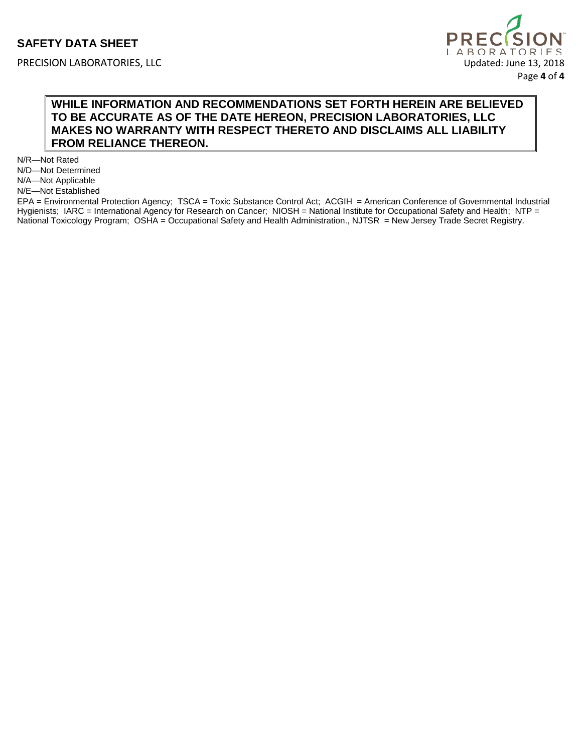**WHILE INFORMATION AND RECOMMENDATIONS SET FORTH HEREIN ARE BELIEVED TO BE ACCURATE AS OF THE DATE HEREON, PRECISION LABORATORIES, LLC MAKES NO WARRANTY WITH RESPECT THERETO AND DISCLAIMS ALL LIABILITY FROM RELIANCE THEREON.**

N/R—Not Rated
N/D—Not Determined
N/A—Not Applicable
N/E—Not Established

EPA = Environmental Protection Agency; TSCA = Toxic Substance Control Act; ACGIH = American Conference of Governmental Industrial Hygienists; IARC = International Agency for Research on Cancer; NIOSH = National Institute for Occupational Safety and Health; NTP = National Toxicology Program; OSHA = Occupational Safety and Health Administration., NJTSR = New Jersey Trade Secret Registry.